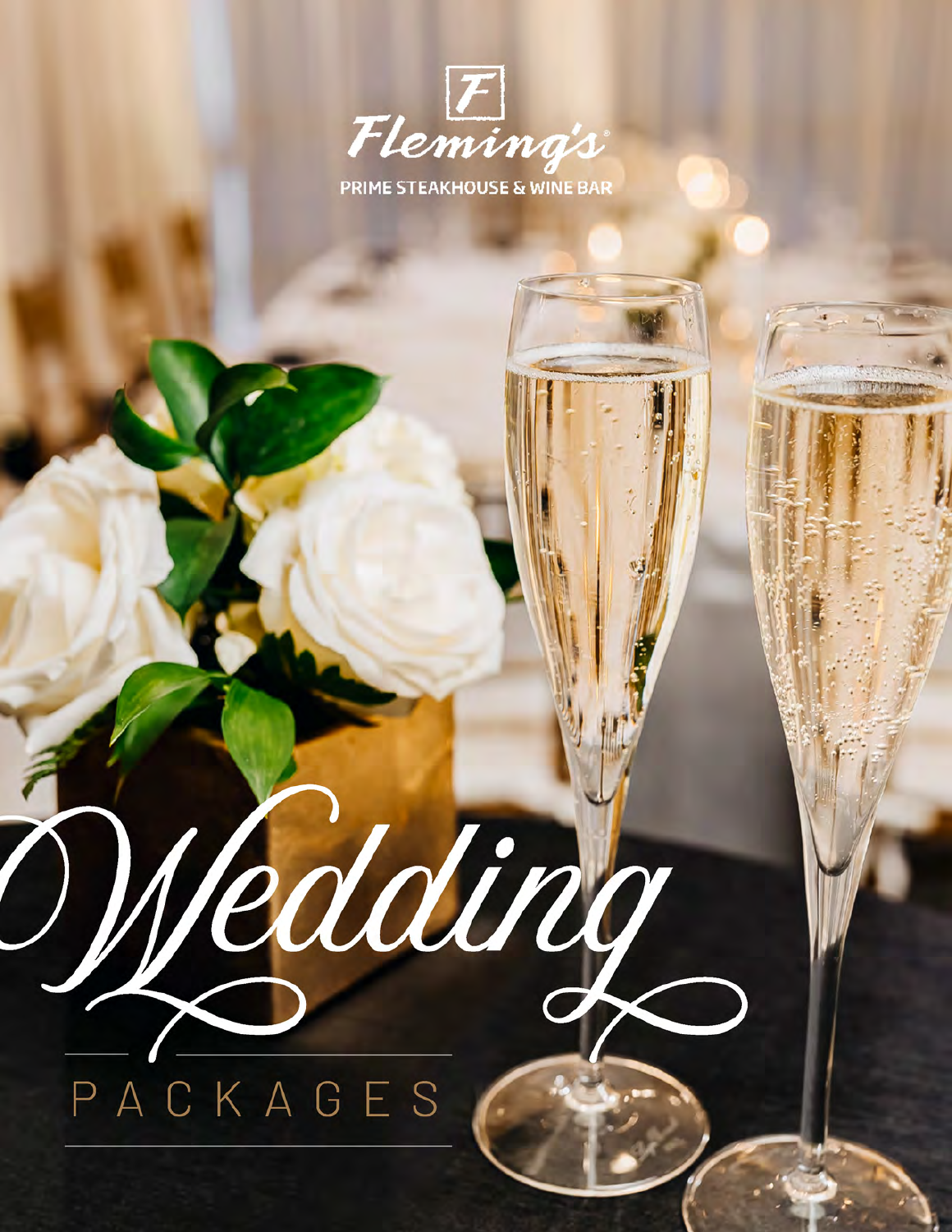Fleming's

PRIME STEAKHOUSE & WINE BAR

# Wedding

## PACKAGES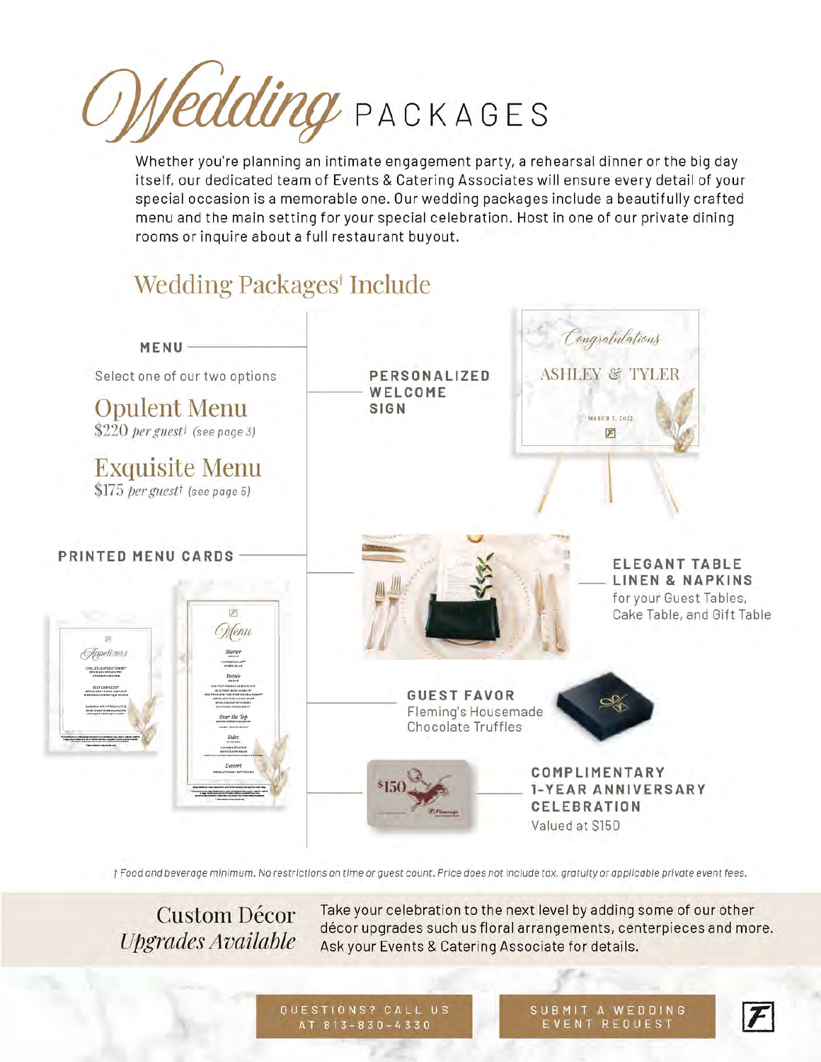# Wedding PACKAGES

Whether you're planning an intimate engagement party, a rehearsal dinner or the big day itself, our dedicated team of Events & Catering Associates will ensure every detail of your special occasion is a memorable one. Our wedding packages include a beautifully crafted menu and the main setting for your special celebration. Host in one of our private dining rooms or inquire about a full restaurant buyout.

## Wedding Packages† Include

**MENU**

Select one of our two options

### Opulent Menu

$220 *per guest*† (see page 3)

### Exquisite Menu

$175 *per guest*† (see page 5)

**PERSONALIZED WELCOME SIGN**

**PRINTED MENU CARDS**

**ELEGANT TABLE LINEN & NAPKINS**
for your Guest Tables, Cake Table, and Gift Table

**GUEST FAVOR**
Fleming's Housemade Chocolate Truffles

**COMPLIMENTARY 1-YEAR ANNIVERSARY CELEBRATION**
Valued at $150

*† Food and beverage minimum. No restrictions on time or guest count. Price does not include tax, gratuity or applicable private event fees.*

### Custom Décor *Upgrades Available*

Take your celebration to the next level by adding some of our other décor upgrades such us floral arrangements, centerpieces and more. Ask your Events & Catering Associate for details.

QUESTIONS? CALL US AT 813-830-4330

SUBMIT A WEDDING EVENT REQUEST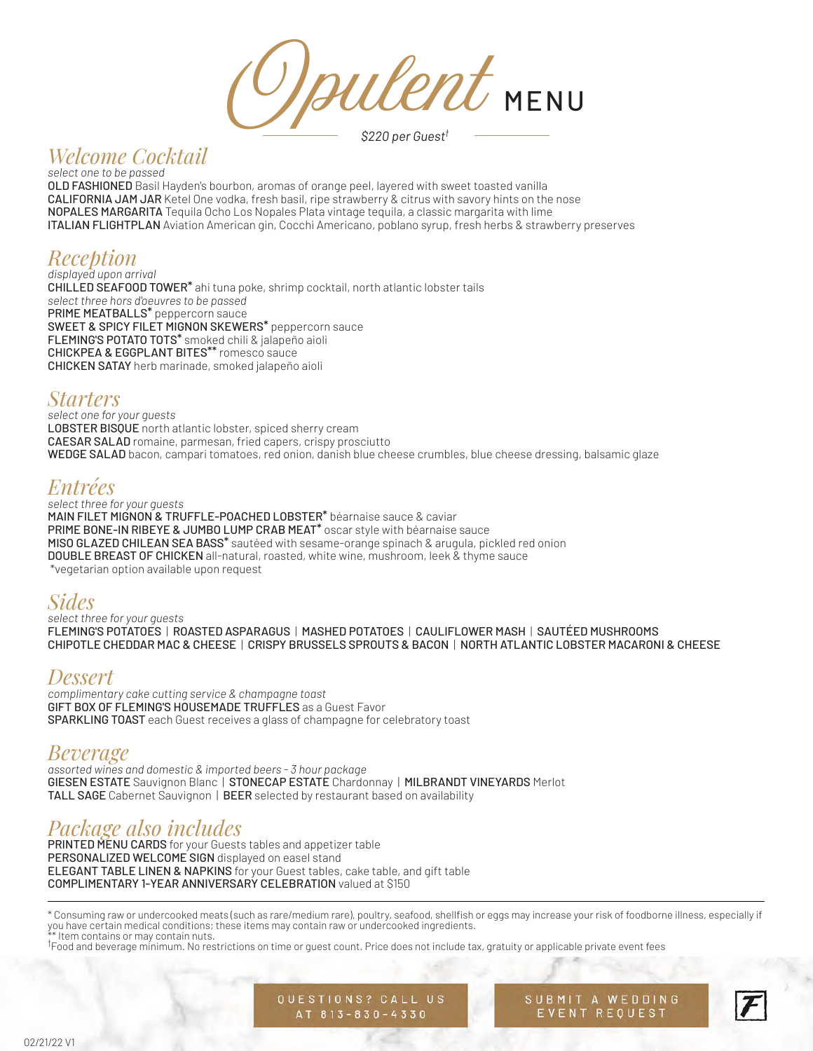# *Opulent* MENU

*$220 per Guest*†

## *Welcome Cocktail*

*select one to be passed*

**OLD FASHIONED** Basil Hayden's bourbon, aromas of orange peel, layered with sweet toasted vanilla
**CALIFORNIA JAM JAR** Ketel One vodka, fresh basil, ripe strawberry & citrus with savory hints on the nose
**NOPALES MARGARITA** Tequila Ocho Los Nopales Plata vintage tequila, a classic margarita with lime
**ITALIAN FLIGHTPLAN** Aviation American gin, Cocchi Americano, poblano syrup, fresh herbs & strawberry preserves

## *Reception*

*displayed upon arrival*

**CHILLED SEAFOOD TOWER*** ahi tuna poke, shrimp cocktail, north atlantic lobster tails

*select three hors d'oeuvres to be passed*

**PRIME MEATBALLS*** peppercorn sauce
**SWEET & SPICY FILET MIGNON SKEWERS*** peppercorn sauce
**FLEMING'S POTATO TOTS*** smoked chili & jalapeño aioli
**CHICKPEA & EGGPLANT BITES**** romesco sauce
**CHICKEN SATAY** herb marinade, smoked jalapeño aioli

## *Starters*

*select one for your guests*

**LOBSTER BISQUE** north atlantic lobster, spiced sherry cream
**CAESAR SALAD** romaine, parmesan, fried capers, crispy prosciutto
**WEDGE SALAD** bacon, campari tomatoes, red onion, danish blue cheese crumbles, blue cheese dressing, balsamic glaze

## *Entrées*

*select three for your guests*

**MAIN FILET MIGNON & TRUFFLE-POACHED LOBSTER*** béarnaise sauce & caviar
**PRIME BONE-IN RIBEYE & JUMBO LUMP CRAB MEAT*** oscar style with béarnaise sauce
**MISO GLAZED CHILEAN SEA BASS*** sautéed with sesame-orange spinach & arugula, pickled red onion
**DOUBLE BREAST OF CHICKEN** all-natural, roasted, white wine, mushroom, leek & thyme sauce
*vegetarian option available upon request

## *Sides*

*select three for your guests*

FLEMING'S POTATOES | ROASTED ASPARAGUS | MASHED POTATOES | CAULIFLOWER MASH | SAUTÉED MUSHROOMS
CHIPOTLE CHEDDAR MAC & CHEESE | CRISPY BRUSSELS SPROUTS & BACON | NORTH ATLANTIC LOBSTER MACARONI & CHEESE

## *Dessert*

*complimentary cake cutting service & champagne toast*

**GIFT BOX OF FLEMING'S HOUSEMADE TRUFFLES** as a Guest Favor
**SPARKLING TOAST** each Guest receives a glass of champagne for celebratory toast

## *Beverage*

*assorted wines and domestic & imported beers - 3 hour package*

**GIESEN ESTATE** Sauvignon Blanc | **STONECAP ESTATE** Chardonnay | **MILBRANDT VINEYARDS** Merlot
**TALL SAGE** Cabernet Sauvignon | **BEER** selected by restaurant based on availability

## *Package also includes*

**PRINTED MENU CARDS** for your Guests tables and appetizer table
**PERSONALIZED WELCOME SIGN** displayed on easel stand
**ELEGANT TABLE LINEN & NAPKINS** for your Guest tables, cake table, and gift table
**COMPLIMENTARY 1-YEAR ANNIVERSARY CELEBRATION** valued at $150

---

\* Consuming raw or undercooked meats (such as rare/medium rare), poultry, seafood, shellfish or eggs may increase your risk of foodborne illness, especially if you have certain medical conditions; these items may contain raw or undercooked ingredients.
** Item contains or may contain nuts.
†Food and beverage minimum. No restrictions on time or guest count. Price does not include tax, gratuity or applicable private event fees

QUESTIONS? CALL US AT 813-830-4330

SUBMIT A WEDDING EVENT REQUEST

02/21/22 V1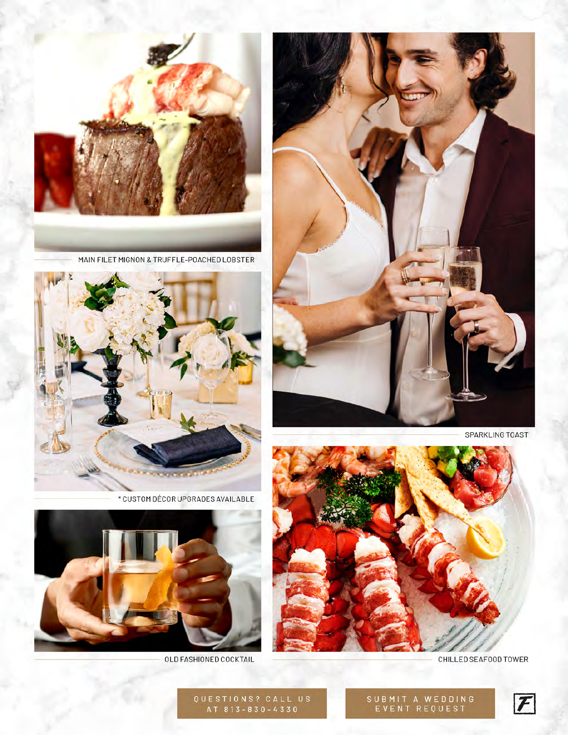MAIN FILET MIGNON & TRUFFLE-POACHED LOBSTER

SPARKLING TOAST

* CUSTOM DÉCOR UPGRADES AVAILABLE

OLD FASHIONED COCKTAIL

CHILLED SEAFOOD TOWER

QUESTIONS? CALL US AT 813-830-4330

SUBMIT A WEDDING EVENT REQUEST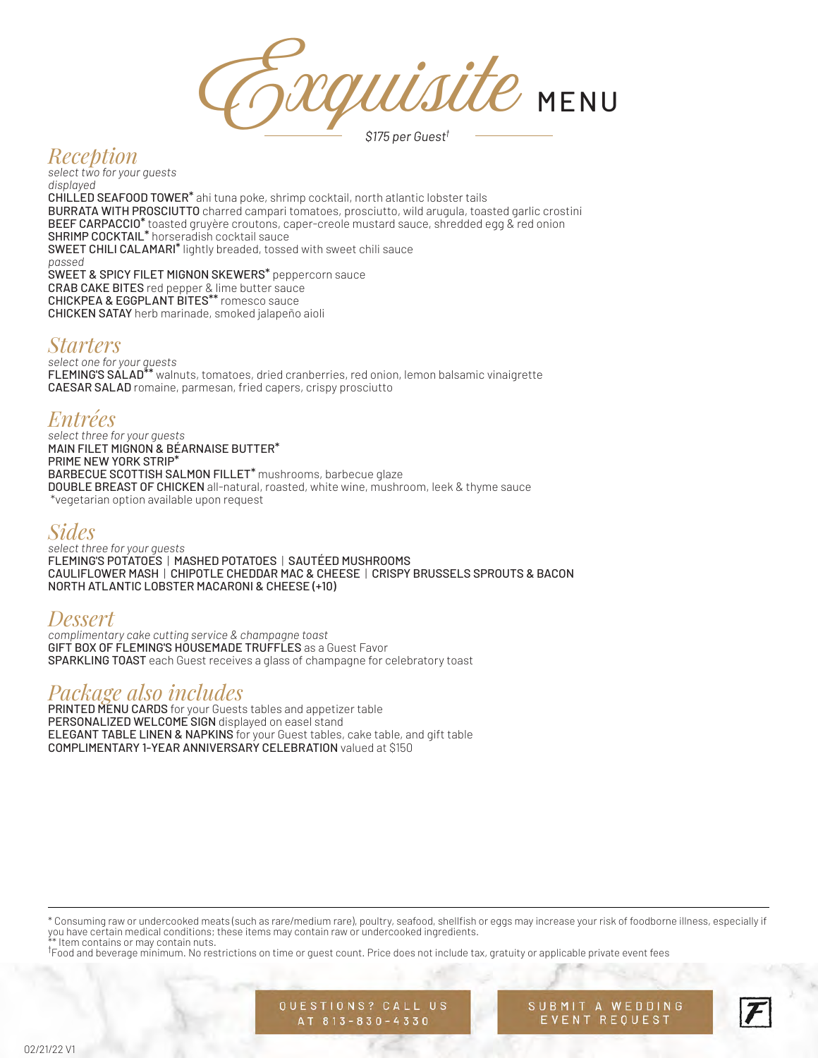# *Exquisite* MENU

*$175 per Guest†*

## *Reception*

*select two for your guests*

*displayed*

CHILLED SEAFOOD TOWER* ahi tuna poke, shrimp cocktail, north atlantic lobster tails
BURRATA WITH PROSCIUTTO charred campari tomatoes, prosciutto, wild arugula, toasted garlic crostini
BEEF CARPACCIO* toasted gruyère croutons, caper-creole mustard sauce, shredded egg & red onion
SHRIMP COCKTAIL* horseradish cocktail sauce
SWEET CHILI CALAMARI* lightly breaded, tossed with sweet chili sauce

*passed*

SWEET & SPICY FILET MIGNON SKEWERS* peppercorn sauce
CRAB CAKE BITES red pepper & lime butter sauce
CHICKPEA & EGGPLANT BITES** romesco sauce
CHICKEN SATAY herb marinade, smoked jalapeño aioli

## *Starters*

*select one for your guests*

FLEMING'S SALAD** walnuts, tomatoes, dried cranberries, red onion, lemon balsamic vinaigrette
CAESAR SALAD romaine, parmesan, fried capers, crispy prosciutto

## *Entrées*

*select three for your guests*

MAIN FILET MIGNON & BÉARNAISE BUTTER*
PRIME NEW YORK STRIP*
BARBECUE SCOTTISH SALMON FILLET* mushrooms, barbecue glaze
DOUBLE BREAST OF CHICKEN all-natural, roasted, white wine, mushroom, leek & thyme sauce
*vegetarian option available upon request

## *Sides*

*select three for your guests*

FLEMING'S POTATOES | MASHED POTATOES | SAUTÉED MUSHROOMS
CAULIFLOWER MASH | CHIPOTLE CHEDDAR MAC & CHEESE | CRISPY BRUSSELS SPROUTS & BACON
NORTH ATLANTIC LOBSTER MACARONI & CHEESE (+10)

## *Dessert*

*complimentary cake cutting service & champagne toast*

GIFT BOX OF FLEMING'S HOUSEMADE TRUFFLES as a Guest Favor
SPARKLING TOAST each Guest receives a glass of champagne for celebratory toast

## *Package also includes*

PRINTED MENU CARDS for your Guests tables and appetizer table
PERSONALIZED WELCOME SIGN displayed on easel stand
ELEGANT TABLE LINEN & NAPKINS for your Guest tables, cake table, and gift table
COMPLIMENTARY 1-YEAR ANNIVERSARY CELEBRATION valued at $150

---

* Consuming raw or undercooked meats (such as rare/medium rare), poultry, seafood, shellfish or eggs may increase your risk of foodborne illness, especially if you have certain medical conditions; these items may contain raw or undercooked ingredients.
** Item contains or may contain nuts.
†Food and beverage minimum. No restrictions on time or guest count. Price does not include tax, gratuity or applicable private event fees

QUESTIONS? CALL US AT 813-830-4330

SUBMIT A WEDDING EVENT REQUEST

02/21/22 V1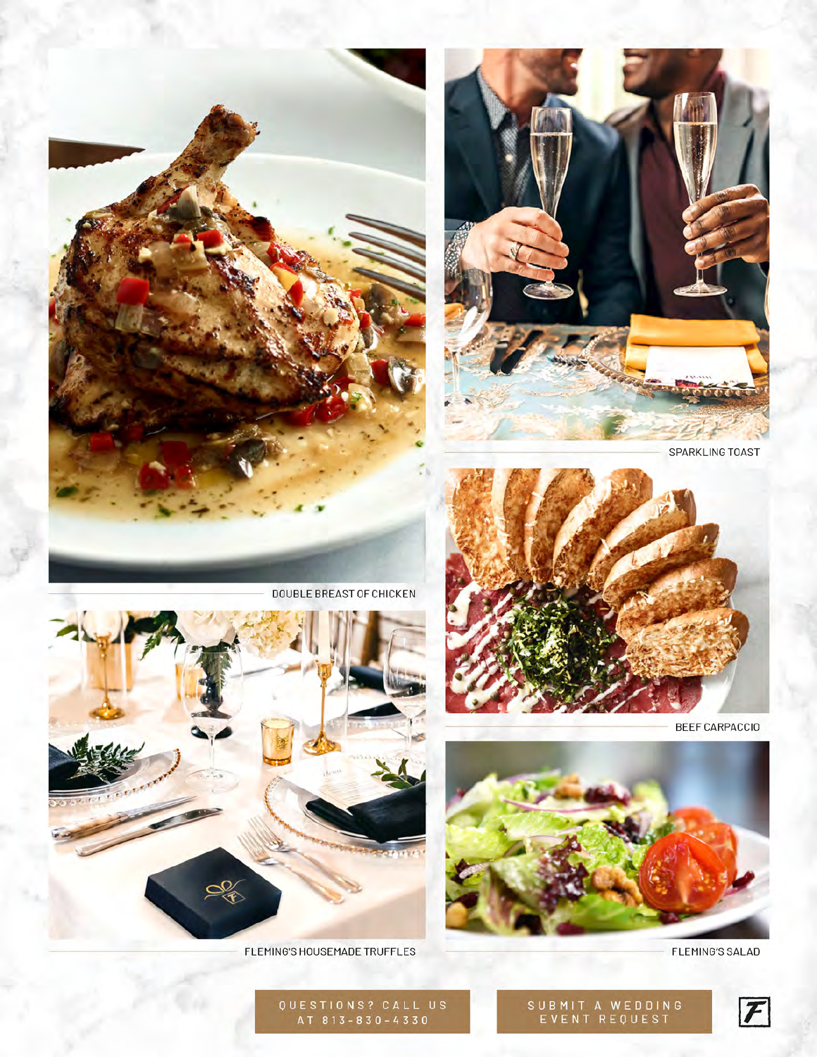DOUBLE BREAST OF CHICKEN

SPARKLING TOAST

BEEF CARPACCIO

FLEMING'S HOUSEMADE TRUFFLES

FLEMING'S SALAD

QUESTIONS? CALL US AT 813-830-4330

SUBMIT A WEDDING EVENT REQUEST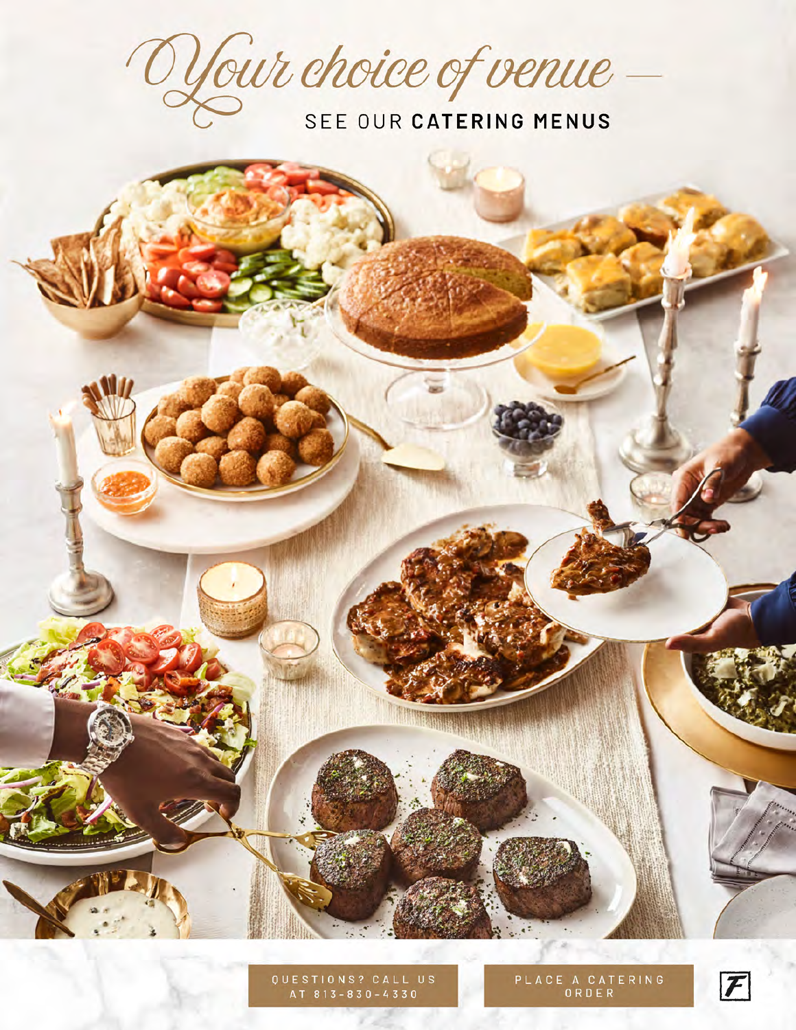# *Your choice of venue —* SEE OUR **CATERING MENUS**

QUESTIONS? CALL US AT 813-830-4330

PLACE A CATERING ORDER